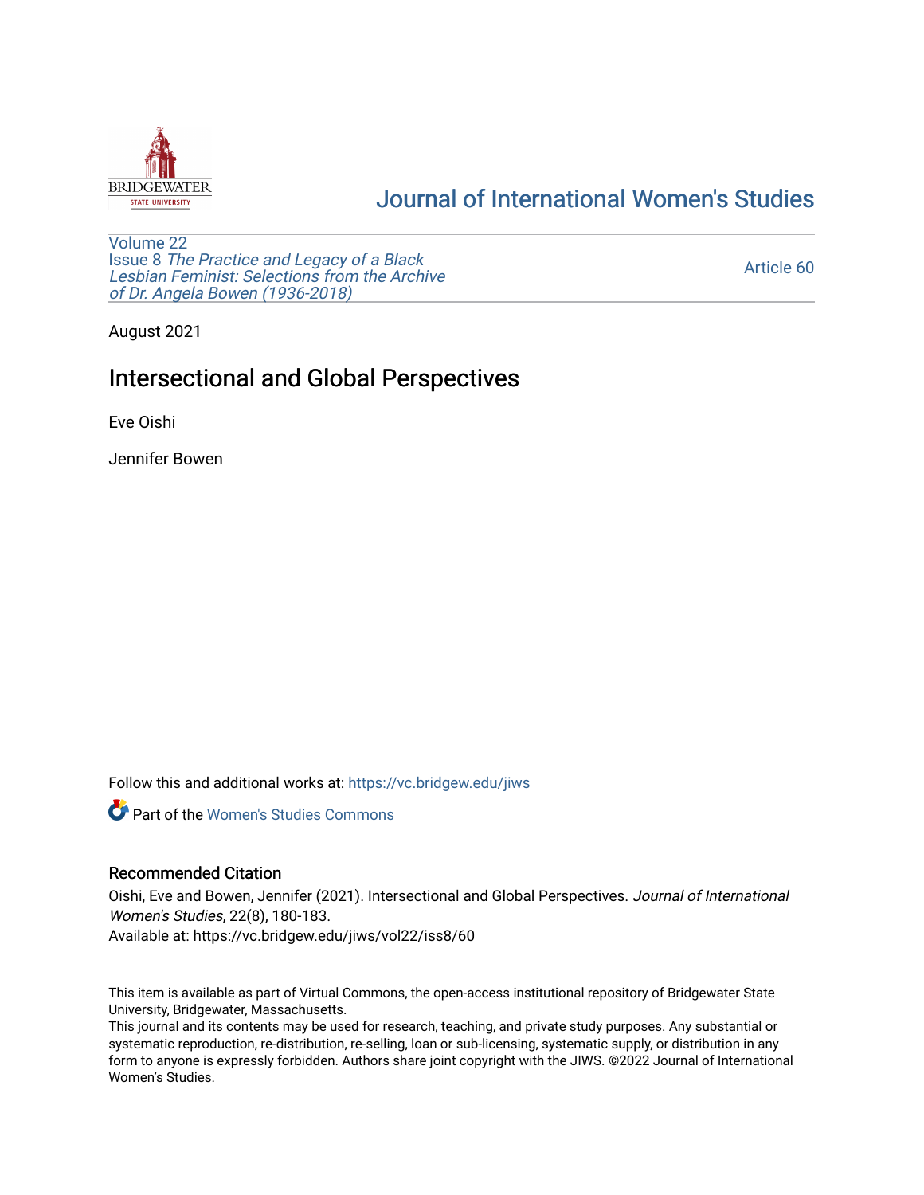Journal of International Women's Studies

Volume 22
Issue 8 *The Practice and Legacy of a Black Lesbian Feminist: Selections from the Archive of Dr. Angela Bowen (1936-2018)*

Article 60

August 2021

# Intersectional and Global Perspectives

Eve Oishi

Jennifer Bowen

Follow this and additional works at: https://vc.bridgew.edu/jiws

Part of the Women's Studies Commons

## Recommended Citation

Oishi, Eve and Bowen, Jennifer (2021). Intersectional and Global Perspectives. *Journal of International Women's Studies*, 22(8), 180-183.
Available at: https://vc.bridgew.edu/jiws/vol22/iss8/60

This item is available as part of Virtual Commons, the open-access institutional repository of Bridgewater State University, Bridgewater, Massachusetts.
This journal and its contents may be used for research, teaching, and private study purposes. Any substantial or systematic reproduction, re-distribution, re-selling, loan or sub-licensing, systematic supply, or distribution in any form to anyone is expressly forbidden. Authors share joint copyright with the JIWS. ©2022 Journal of International Women's Studies.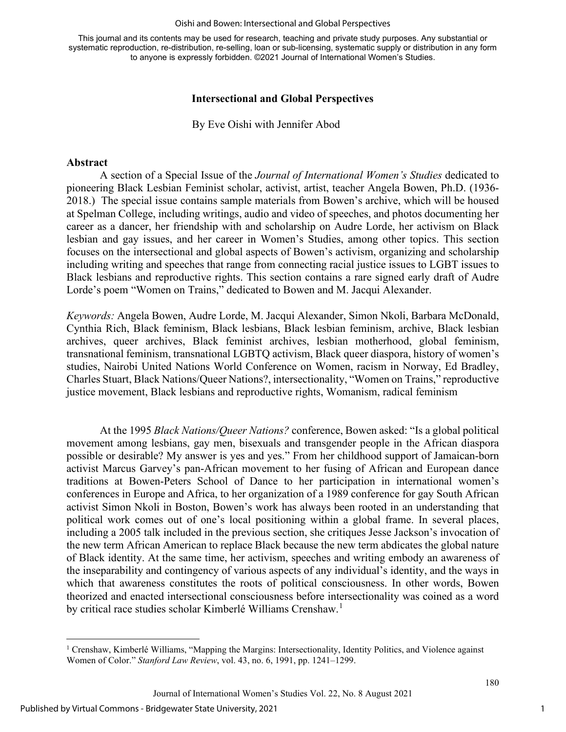## Intersectional and Global Perspectives

By Eve Oishi with Jennifer Abod

### Abstract

A section of a Special Issue of the *Journal of International Women's Studies* dedicated to pioneering Black Lesbian Feminist scholar, activist, artist, teacher Angela Bowen, Ph.D. (1936-2018.) The special issue contains sample materials from Bowen's archive, which will be housed at Spelman College, including writings, audio and video of speeches, and photos documenting her career as a dancer, her friendship with and scholarship on Audre Lorde, her activism on Black lesbian and gay issues, and her career in Women's Studies, among other topics. This section focuses on the intersectional and global aspects of Bowen's activism, organizing and scholarship including writing and speeches that range from connecting racial justice issues to LGBT issues to Black lesbians and reproductive rights. This section contains a rare signed early draft of Audre Lorde's poem "Women on Trains," dedicated to Bowen and M. Jacqui Alexander.

*Keywords:* Angela Bowen, Audre Lorde, M. Jacqui Alexander, Simon Nkoli, Barbara McDonald, Cynthia Rich, Black feminism, Black lesbians, Black lesbian feminism, archive, Black lesbian archives, queer archives, Black feminist archives, lesbian motherhood, global feminism, transnational feminism, transnational LGBTQ activism, Black queer diaspora, history of women's studies, Nairobi United Nations World Conference on Women, racism in Norway, Ed Bradley, Charles Stuart, Black Nations/Queer Nations?, intersectionality, "Women on Trains," reproductive justice movement, Black lesbians and reproductive rights, Womanism, radical feminism

At the 1995 *Black Nations/Queer Nations?* conference, Bowen asked: "Is a global political movement among lesbians, gay men, bisexuals and transgender people in the African diaspora possible or desirable? My answer is yes and yes." From her childhood support of Jamaican-born activist Marcus Garvey's pan-African movement to her fusing of African and European dance traditions at Bowen-Peters School of Dance to her participation in international women's conferences in Europe and Africa, to her organization of a 1989 conference for gay South African activist Simon Nkoli in Boston, Bowen's work has always been rooted in an understanding that political work comes out of one's local positioning within a global frame. In several places, including a 2005 talk included in the previous section, she critiques Jesse Jackson's invocation of the new term African American to replace Black because the new term abdicates the global nature of Black identity. At the same time, her activism, speeches and writing embody an awareness of the inseparability and contingency of various aspects of any individual's identity, and the ways in which that awareness constitutes the roots of political consciousness. In other words, Bowen theorized and enacted intersectional consciousness before intersectionality was coined as a word by critical race studies scholar Kimberlé Williams Crenshaw.[1]

[1] Crenshaw, Kimberlé Williams, "Mapping the Margins: Intersectionality, Identity Politics, and Violence against Women of Color." *Stanford Law Review*, vol. 43, no. 6, 1991, pp. 1241–1299.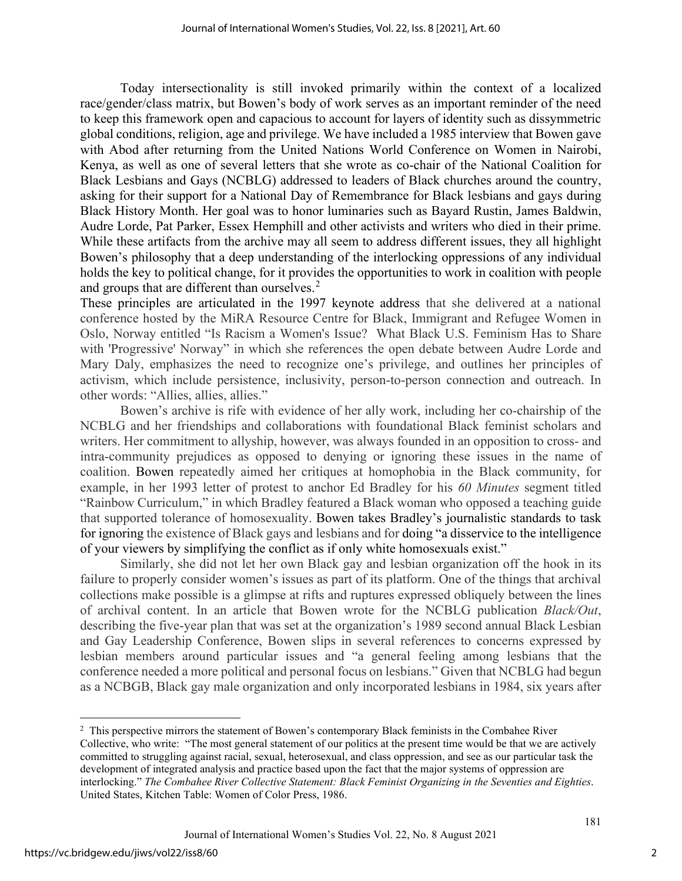Today intersectionality is still invoked primarily within the context of a localized race/gender/class matrix, but Bowen's body of work serves as an important reminder of the need to keep this framework open and capacious to account for layers of identity such as dissymmetric global conditions, religion, age and privilege. We have included a 1985 interview that Bowen gave with Abod after returning from the United Nations World Conference on Women in Nairobi, Kenya, as well as one of several letters that she wrote as co-chair of the National Coalition for Black Lesbians and Gays (NCBLG) addressed to leaders of Black churches around the country, asking for their support for a National Day of Remembrance for Black lesbians and gays during Black History Month. Her goal was to honor luminaries such as Bayard Rustin, James Baldwin, Audre Lorde, Pat Parker, Essex Hemphill and other activists and writers who died in their prime. While these artifacts from the archive may all seem to address different issues, they all highlight Bowen's philosophy that a deep understanding of the interlocking oppressions of any individual holds the key to political change, for it provides the opportunities to work in coalition with people and groups that are different than ourselves.[2]

These principles are articulated in the 1997 keynote address that she delivered at a national conference hosted by the MiRA Resource Centre for Black, Immigrant and Refugee Women in Oslo, Norway entitled "Is Racism a Women's Issue? What Black U.S. Feminism Has to Share with 'Progressive' Norway" in which she references the open debate between Audre Lorde and Mary Daly, emphasizes the need to recognize one's privilege, and outlines her principles of activism, which include persistence, inclusivity, person-to-person connection and outreach. In other words: "Allies, allies, allies."

Bowen's archive is rife with evidence of her ally work, including her co-chairship of the NCBLG and her friendships and collaborations with foundational Black feminist scholars and writers. Her commitment to allyship, however, was always founded in an opposition to cross- and intra-community prejudices as opposed to denying or ignoring these issues in the name of coalition. Bowen repeatedly aimed her critiques at homophobia in the Black community, for example, in her 1993 letter of protest to anchor Ed Bradley for his *60 Minutes* segment titled "Rainbow Curriculum," in which Bradley featured a Black woman who opposed a teaching guide that supported tolerance of homosexuality. Bowen takes Bradley's journalistic standards to task for ignoring the existence of Black gays and lesbians and for doing "a disservice to the intelligence of your viewers by simplifying the conflict as if only white homosexuals exist."

Similarly, she did not let her own Black gay and lesbian organization off the hook in its failure to properly consider women's issues as part of its platform. One of the things that archival collections make possible is a glimpse at rifts and ruptures expressed obliquely between the lines of archival content. In an article that Bowen wrote for the NCBLG publication *Black/Out*, describing the five-year plan that was set at the organization's 1989 second annual Black Lesbian and Gay Leadership Conference, Bowen slips in several references to concerns expressed by lesbian members around particular issues and "a general feeling among lesbians that the conference needed a more political and personal focus on lesbians." Given that NCBLG had begun as a NCBGB, Black gay male organization and only incorporated lesbians in 1984, six years after

---

[2] This perspective mirrors the statement of Bowen's contemporary Black feminists in the Combahee River Collective, who write: "The most general statement of our politics at the present time would be that we are actively committed to struggling against racial, sexual, heterosexual, and class oppression, and see as our particular task the development of integrated analysis and practice based upon the fact that the major systems of oppression are interlocking." *The Combahee River Collective Statement: Black Feminist Organizing in the Seventies and Eighties*. United States, Kitchen Table: Women of Color Press, 1986.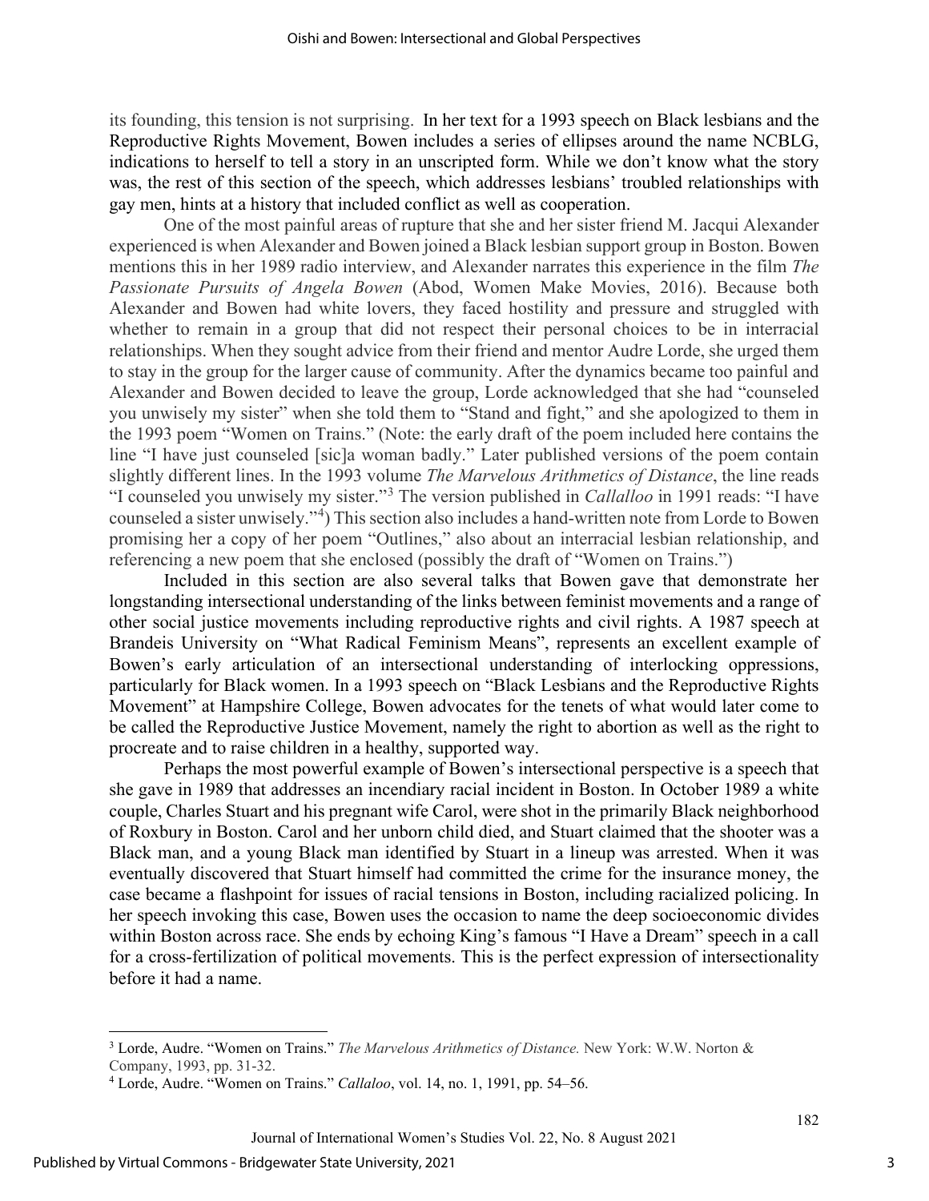its founding, this tension is not surprising.  In her text for a 1993 speech on Black lesbians and the Reproductive Rights Movement, Bowen includes a series of ellipses around the name NCBLG, indications to herself to tell a story in an unscripted form. While we don't know what the story was, the rest of this section of the speech, which addresses lesbians' troubled relationships with gay men, hints at a history that included conflict as well as cooperation.

One of the most painful areas of rupture that she and her sister friend M. Jacqui Alexander experienced is when Alexander and Bowen joined a Black lesbian support group in Boston. Bowen mentions this in her 1989 radio interview, and Alexander narrates this experience in the film *The Passionate Pursuits of Angela Bowen* (Abod, Women Make Movies, 2016). Because both Alexander and Bowen had white lovers, they faced hostility and pressure and struggled with whether to remain in a group that did not respect their personal choices to be in interracial relationships. When they sought advice from their friend and mentor Audre Lorde, she urged them to stay in the group for the larger cause of community. After the dynamics became too painful and Alexander and Bowen decided to leave the group, Lorde acknowledged that she had "counseled you unwisely my sister" when she told them to "Stand and fight," and she apologized to them in the 1993 poem "Women on Trains." (Note: the early draft of the poem included here contains the line "I have just counseled [sic]a woman badly." Later published versions of the poem contain slightly different lines. In the 1993 volume *The Marvelous Arithmetics of Distance*, the line reads "I counseled you unwisely my sister."[3] The version published in *Callalloo* in 1991 reads: "I have counseled a sister unwisely."[4]) This section also includes a hand-written note from Lorde to Bowen promising her a copy of her poem "Outlines," also about an interracial lesbian relationship, and referencing a new poem that she enclosed (possibly the draft of "Women on Trains.")

Included in this section are also several talks that Bowen gave that demonstrate her longstanding intersectional understanding of the links between feminist movements and a range of other social justice movements including reproductive rights and civil rights. A 1987 speech at Brandeis University on "What Radical Feminism Means", represents an excellent example of Bowen's early articulation of an intersectional understanding of interlocking oppressions, particularly for Black women. In a 1993 speech on "Black Lesbians and the Reproductive Rights Movement" at Hampshire College, Bowen advocates for the tenets of what would later come to be called the Reproductive Justice Movement, namely the right to abortion as well as the right to procreate and to raise children in a healthy, supported way.

Perhaps the most powerful example of Bowen's intersectional perspective is a speech that she gave in 1989 that addresses an incendiary racial incident in Boston. In October 1989 a white couple, Charles Stuart and his pregnant wife Carol, were shot in the primarily Black neighborhood of Roxbury in Boston. Carol and her unborn child died, and Stuart claimed that the shooter was a Black man, and a young Black man identified by Stuart in a lineup was arrested. When it was eventually discovered that Stuart himself had committed the crime for the insurance money, the case became a flashpoint for issues of racial tensions in Boston, including racialized policing. In her speech invoking this case, Bowen uses the occasion to name the deep socioeconomic divides within Boston across race. She ends by echoing King's famous "I Have a Dream" speech in a call for a cross-fertilization of political movements. This is the perfect expression of intersectionality before it had a name.

---

[3] Lorde, Audre. "Women on Trains." *The Marvelous Arithmetics of Distance.* New York: W.W. Norton & Company, 1993, pp. 31-32.

[4] Lorde, Audre. "Women on Trains." *Callaloo*, vol. 14, no. 1, 1991, pp. 54–56.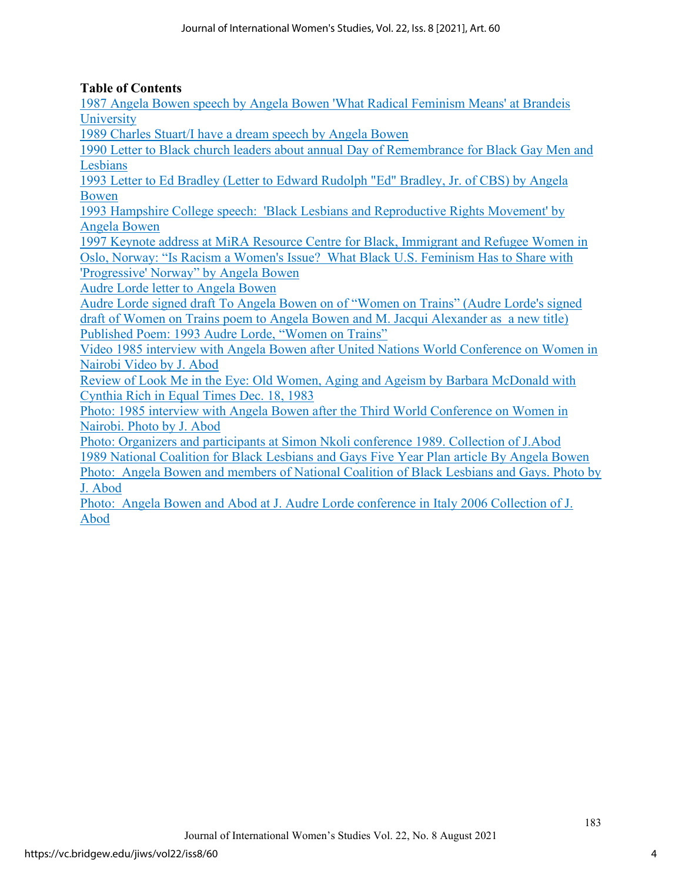**Table of Contents**

1987 Angela Bowen speech by Angela Bowen 'What Radical Feminism Means' at Brandeis University

1989 Charles Stuart/I have a dream speech by Angela Bowen

1990 Letter to Black church leaders about annual Day of Remembrance for Black Gay Men and Lesbians

1993 Letter to Ed Bradley (Letter to Edward Rudolph "Ed" Bradley, Jr. of CBS) by Angela Bowen

1993 Hampshire College speech: 'Black Lesbians and Reproductive Rights Movement' by Angela Bowen

1997 Keynote address at MiRA Resource Centre for Black, Immigrant and Refugee Women in Oslo, Norway: "Is Racism a Women's Issue? What Black U.S. Feminism Has to Share with 'Progressive' Norway" by Angela Bowen

Audre Lorde letter to Angela Bowen

Audre Lorde signed draft To Angela Bowen on of "Women on Trains" (Audre Lorde's signed draft of Women on Trains poem to Angela Bowen and M. Jacqui Alexander as a new title)

Published Poem: 1993 Audre Lorde, "Women on Trains"

Video 1985 interview with Angela Bowen after United Nations World Conference on Women in Nairobi Video by J. Abod

Review of Look Me in the Eye: Old Women, Aging and Ageism by Barbara McDonald with Cynthia Rich in Equal Times Dec. 18, 1983

Photo: 1985 interview with Angela Bowen after the Third World Conference on Women in Nairobi. Photo by J. Abod

Photo: Organizers and participants at Simon Nkoli conference 1989. Collection of J.Abod

1989 National Coalition for Black Lesbians and Gays Five Year Plan article By Angela Bowen

Photo: Angela Bowen and members of National Coalition of Black Lesbians and Gays. Photo by J. Abod

Photo: Angela Bowen and Abod at J. Audre Lorde conference in Italy 2006 Collection of J. Abod